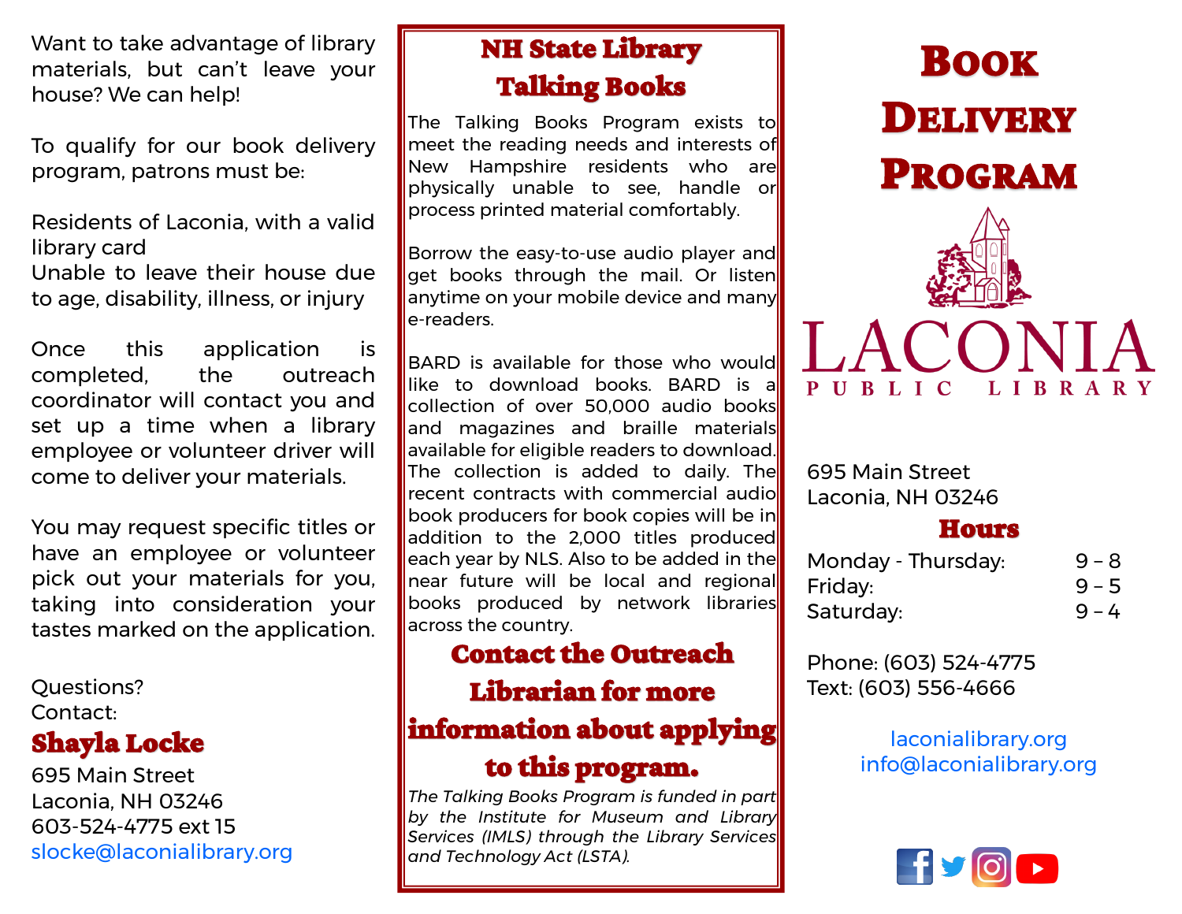Want to take advantage of library materials, but can't leave your house? We can help!

To qualify for our book delivery program, patrons must be:

Residents of Laconia, with a valid library card
Unable to leave their house due to age, disability, illness, or injury

Once this application is completed, the outreach coordinator will contact you and set up a time when a library employee or volunteer driver will come to deliver your materials.

You may request specific titles or have an employee or volunteer pick out your materials for you, taking into consideration your tastes marked on the application.

Questions?
Contact:

**Shayla Locke**

695 Main Street
Laconia, NH 03246
603-524-4775 ext 15
slocke@laconialibrary.org

## NH State Library Talking Books

The Talking Books Program exists to meet the reading needs and interests of New Hampshire residents who are physically unable to see, handle or process printed material comfortably.

Borrow the easy-to-use audio player and get books through the mail. Or listen anytime on your mobile device and many e-readers.

BARD is available for those who would like to download books. BARD is a collection of over 50,000 audio books and magazines and braille materials available for eligible readers to download. The collection is added to daily. The recent contracts with commercial audio book producers for book copies will be in addition to the 2,000 titles produced each year by NLS. Also to be added in the near future will be local and regional books produced by network libraries across the country.

**Contact the Outreach Librarian for more information about applying to this program.**

*The Talking Books Program is funded in part by the Institute for Museum and Library Services (IMLS) through the Library Services and Technology Act (LSTA).*

# Book Delivery Program

LACONIA PUBLIC LIBRARY

695 Main Street
Laconia, NH 03246

## Hours

| | |
|---|---|
| Monday - Thursday: | 9 – 8 |
| Friday: | 9 – 5 |
| Saturday: | 9 – 4 |

Phone: (603) 524-4775
Text: (603) 556-4666

laconialibrary.org
info@laconialibrary.org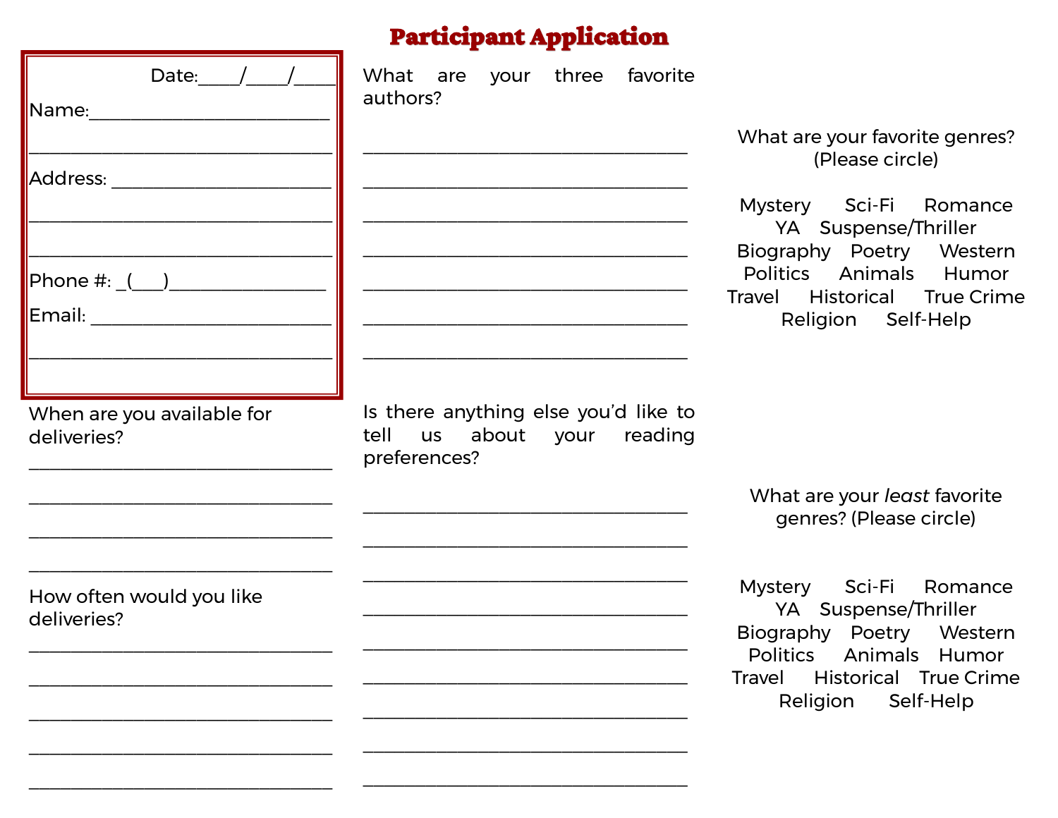# Participant Application

Date:____/____/____

Name:_________________________

_________________________________

Address: _______________________

_________________________________

_________________________________

Phone #: _(___)________________

Email: __________________________

_________________________________

When are you available for deliveries?

_________________________________

_________________________________

_________________________________

_________________________________

How often would you like deliveries?

_________________________________

_________________________________

_________________________________

_________________________________

_________________________________

What are your three favorite authors?

___________________________________

___________________________________

___________________________________

___________________________________

___________________________________

___________________________________

___________________________________

Is there anything else you'd like to tell us about your reading preferences?

___________________________________

___________________________________

___________________________________

___________________________________

___________________________________

___________________________________

___________________________________

___________________________________

___________________________________

What are your favorite genres? (Please circle)

Mystery Sci-Fi Romance
YA Suspense/Thriller
Biography Poetry Western
Politics Animals Humor
Travel Historical True Crime
Religion Self-Help

What are your *least* favorite genres? (Please circle)

Mystery Sci-Fi Romance
YA Suspense/Thriller
Biography Poetry Western
Politics Animals Humor
Travel Historical True Crime
Religion Self-Help